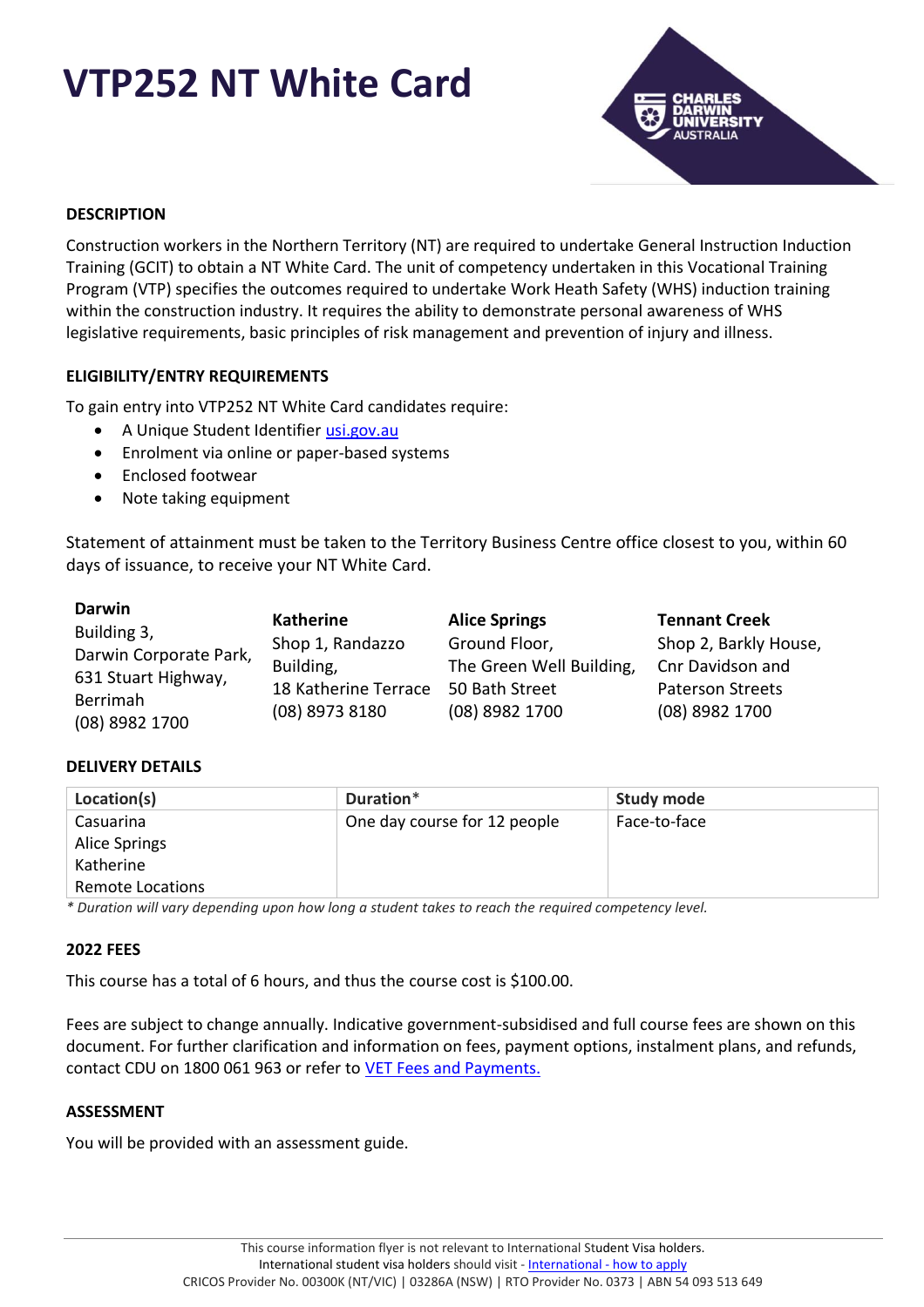# VTP252 NT White Card

### DESCRIPTION

Construction workers in the Northern Territory (NT) are required to undertake General Instruction Induction Training (GCIT) to obtain a NT White Card. The unit of competency undertaken in this Vocational Training Program (VTP) specifies the outcomes required to undertake Work Heath Safety (WHS) induction training within the construction industry. It requires the ability to demonstrate personal awareness of WHS legislative requirements, basic principles of risk management and prevention of injury and illness.

### ELIGIBILITY/ENTRY REQUIREMENTS

To gain entry into VTP252 NT White Card candidates require:

- A Unique Student Identifier usi.gov.au
- Enrolment via online or paper-based systems
- Enclosed footwear
- Note taking equipment

Statement of attainment must be taken to the Territory Business Centre office closest to you, within 60 days of issuance, to receive your NT White Card.

**Darwin**
Building 3,
Darwin Corporate Park,
631 Stuart Highway,
Berrimah
(08) 8982 1700

**Katherine**
Shop 1, Randazzo Building,
18 Katherine Terrace
(08) 8973 8180

**Alice Springs**
Ground Floor,
The Green Well Building,
50 Bath Street
(08) 8982 1700

**Tennant Creek**
Shop 2, Barkly House,
Cnr Davidson and Paterson Streets
(08) 8982 1700

### DELIVERY DETAILS

| Location(s) | Duration* | Study mode |
|---|---|---|
| Casuarina<br>Alice Springs<br>Katherine<br>Remote Locations | One day course for 12 people | Face-to-face |

*\* Duration will vary depending upon how long a student takes to reach the required competency level.*

### 2022 FEES

This course has a total of 6 hours, and thus the course cost is $100.00.

Fees are subject to change annually. Indicative government-subsidised and full course fees are shown on this document. For further clarification and information on fees, payment options, instalment plans, and refunds, contact CDU on 1800 061 963 or refer to VET Fees and Payments.

### ASSESSMENT

You will be provided with an assessment guide.

This course information flyer is not relevant to International Student Visa holders.
International student visa holders should visit - International - how to apply
CRICOS Provider No. 00300K (NT/VIC) | 03286A (NSW) | RTO Provider No. 0373 | ABN 54 093 513 649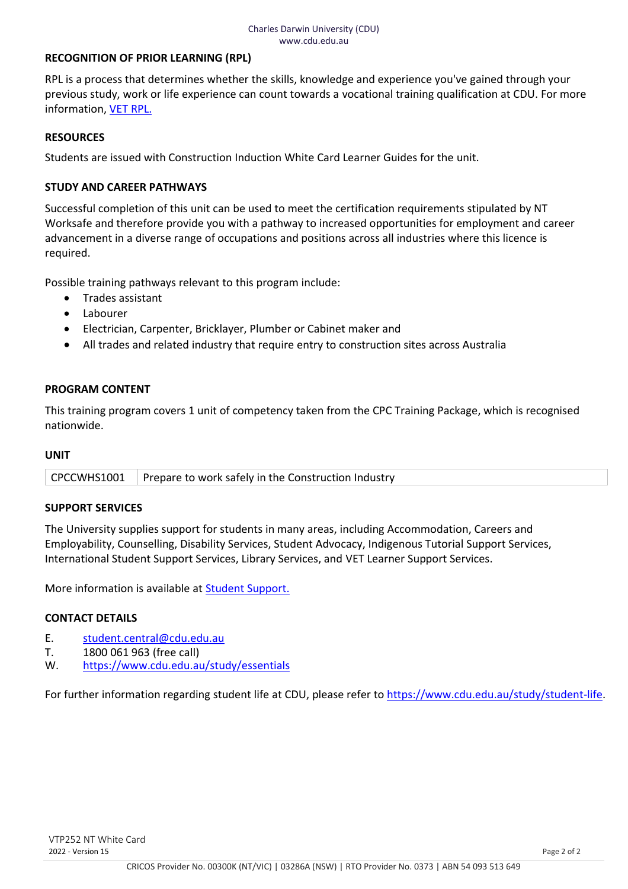## RECOGNITION OF PRIOR LEARNING (RPL)

RPL is a process that determines whether the skills, knowledge and experience you've gained through your previous study, work or life experience can count towards a vocational training qualification at CDU. For more information, VET RPL.

## RESOURCES

Students are issued with Construction Induction White Card Learner Guides for the unit.

## STUDY AND CAREER PATHWAYS

Successful completion of this unit can be used to meet the certification requirements stipulated by NT Worksafe and therefore provide you with a pathway to increased opportunities for employment and career advancement in a diverse range of occupations and positions across all industries where this licence is required.

Possible training pathways relevant to this program include:

- Trades assistant
- Labourer
- Electrician, Carpenter, Bricklayer, Plumber or Cabinet maker and
- All trades and related industry that require entry to construction sites across Australia

## PROGRAM CONTENT

This training program covers 1 unit of competency taken from the CPC Training Package, which is recognised nationwide.

## UNIT

| | |
|---|---|
| CPCCWHS1001 | Prepare to work safely in the Construction Industry |

## SUPPORT SERVICES

The University supplies support for students in many areas, including Accommodation, Careers and Employability, Counselling, Disability Services, Student Advocacy, Indigenous Tutorial Support Services, International Student Support Services, Library Services, and VET Learner Support Services.

More information is available at Student Support.

## CONTACT DETAILS

E. student.central@cdu.edu.au
T. 1800 061 963 (free call)
W. https://www.cdu.edu.au/study/essentials

For further information regarding student life at CDU, please refer to https://www.cdu.edu.au/study/student-life.